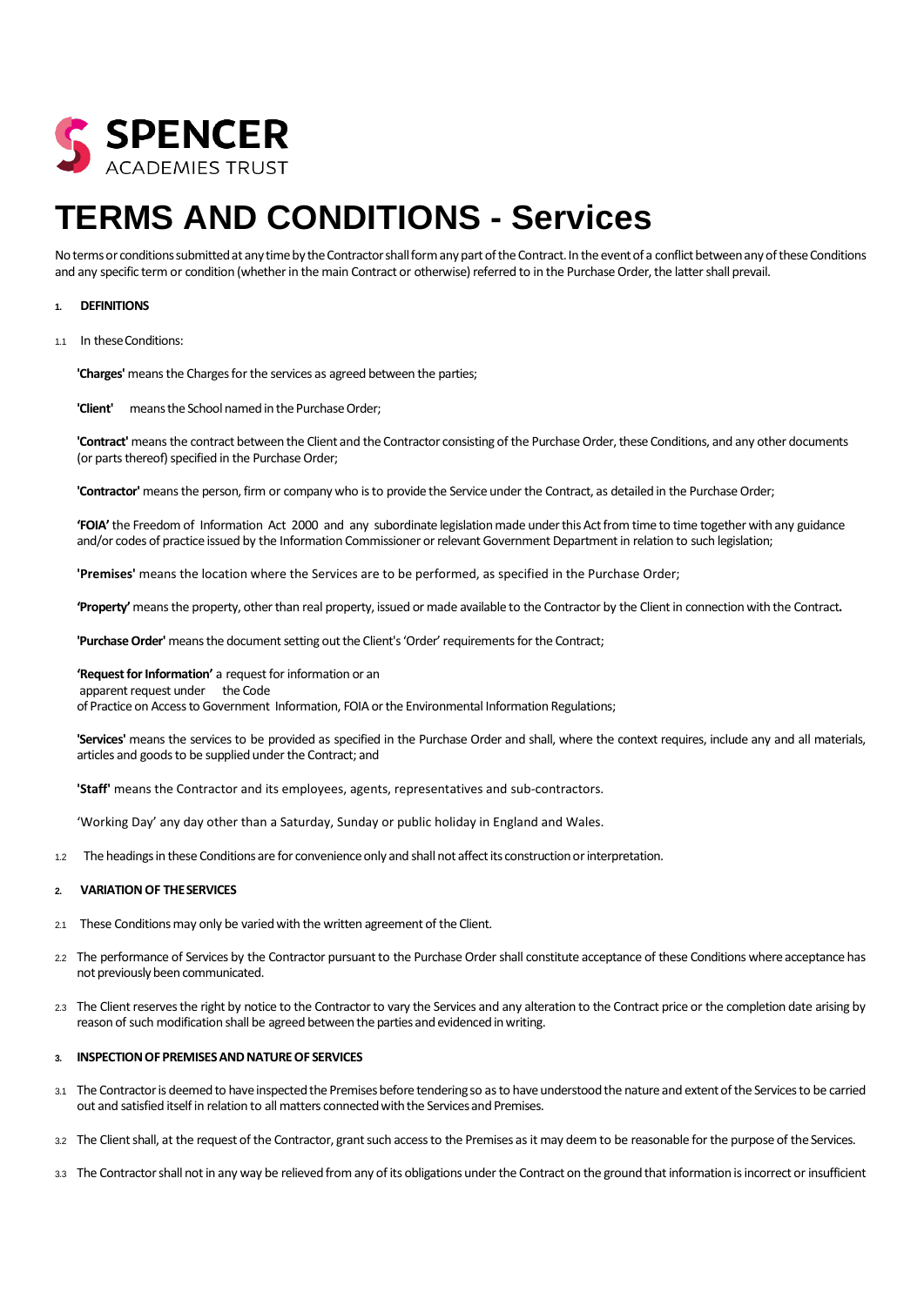SPENCER
ACADEMIES TRUST

# TERMS AND CONDITIONS - Services

No terms or conditions submitted at any time by the Contractor shall form any part of the Contract. In the event of a conflict between any of these Conditions and any specific term or condition (whether in the main Contract or otherwise) referred to in the Purchase Order, the latter shall prevail.

## 1. DEFINITIONS

1.1 In these Conditions:

**'Charges'** means the Charges for the services as agreed between the parties;

**'Client'** means the School named in the Purchase Order;

**'Contract'** means the contract between the Client and the Contractor consisting of the Purchase Order, these Conditions, and any other documents (or parts thereof) specified in the Purchase Order;

**'Contractor'** means the person, firm or company who is to provide the Service under the Contract, as detailed in the Purchase Order;

**'FOIA'** the Freedom of Information Act 2000 and any subordinate legislation made under this Act from time to time together with any guidance and/or codes of practice issued by the Information Commissioner or relevant Government Department in relation to such legislation;

**'Premises'** means the location where the Services are to be performed, as specified in the Purchase Order;

**'Property'** means the property, other than real property, issued or made available to the Contractor by the Client in connection with the Contract**.**

**'Purchase Order'** means the document setting out the Client's 'Order' requirements for the Contract;

**'Request for Information'** a request for information or an apparent request under the Code of Practice on Access to Government Information, FOIA or the Environmental Information Regulations;

**'Services'** means the services to be provided as specified in the Purchase Order and shall, where the context requires, include any and all materials, articles and goods to be supplied under the Contract; and

**'Staff'** means the Contractor and its employees, agents, representatives and sub-contractors.

'Working Day' any day other than a Saturday, Sunday or public holiday in England and Wales.

1.2 The headings in these Conditions are for convenience only and shall not affect its construction or interpretation.

## 2. VARIATION OF THE SERVICES

2.1 These Conditions may only be varied with the written agreement of the Client.

2.2 The performance of Services by the Contractor pursuant to the Purchase Order shall constitute acceptance of these Conditions where acceptance has not previously been communicated.

2.3 The Client reserves the right by notice to the Contractor to vary the Services and any alteration to the Contract price or the completion date arising by reason of such modification shall be agreed between the parties and evidenced in writing.

## 3. INSPECTION OF PREMISES AND NATURE OF SERVICES

3.1 The Contractor is deemed to have inspected the Premises before tendering so as to have understood the nature and extent of the Services to be carried out and satisfied itself in relation to all matters connected with the Services and Premises.

3.2 The Client shall, at the request of the Contractor, grant such access to the Premises as it may deem to be reasonable for the purpose of the Services.

3.3 The Contractor shall not in any way be relieved from any of its obligations under the Contract on the ground that information is incorrect or insufficient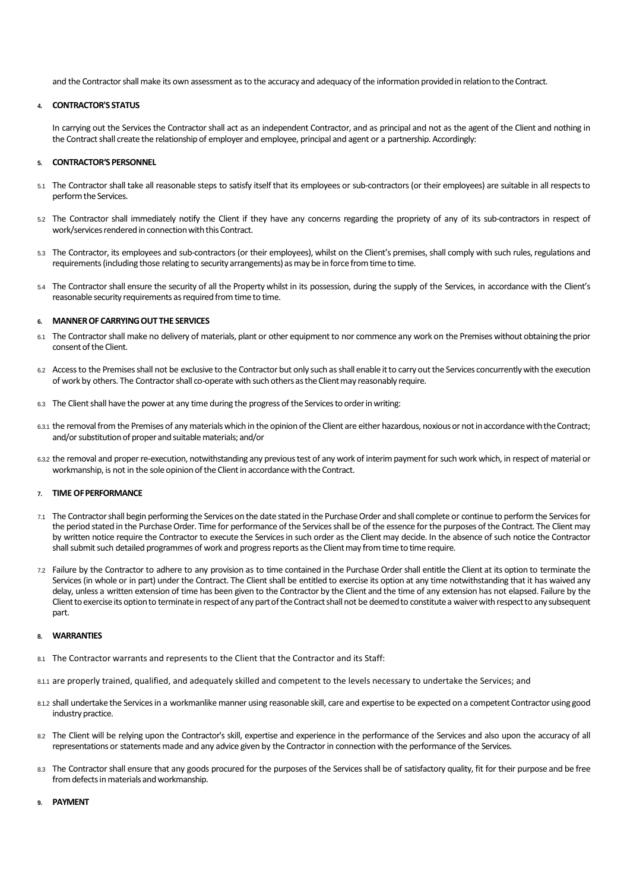and the Contractor shall make its own assessment as to the accuracy and adequacy of the information provided in relation to the Contract.

## 4. CONTRACTOR'S STATUS

In carrying out the Services the Contractor shall act as an independent Contractor, and as principal and not as the agent of the Client and nothing in the Contract shall create the relationship of employer and employee, principal and agent or a partnership. Accordingly:

## 5. CONTRACTOR'S PERSONNEL

5.1 The Contractor shall take all reasonable steps to satisfy itself that its employees or sub-contractors (or their employees) are suitable in all respects to perform the Services.

5.2 The Contractor shall immediately notify the Client if they have any concerns regarding the propriety of any of its sub-contractors in respect of work/services rendered in connection with this Contract.

5.3 The Contractor, its employees and sub-contractors (or their employees), whilst on the Client's premises, shall comply with such rules, regulations and requirements (including those relating to security arrangements) as may be in force from time to time.

5.4 The Contractor shall ensure the security of all the Property whilst in its possession, during the supply of the Services, in accordance with the Client's reasonable security requirements as required from time to time.

## 6. MANNER OF CARRYING OUT THE SERVICES

6.1 The Contractor shall make no delivery of materials, plant or other equipment to nor commence any work on the Premises without obtaining the prior consent of the Client.

6.2 Access to the Premises shall not be exclusive to the Contractor but only such as shall enable it to carry out the Services concurrently with the execution of work by others. The Contractor shall co-operate with such others as the Client may reasonably require.

6.3 The Client shall have the power at any time during the progress of the Services to order in writing:

6.3.1 the removal from the Premises of any materials which in the opinion of the Client are either hazardous, noxious or not in accordance with the Contract; and/or substitution of proper and suitable materials; and/or

6.3.2 the removal and proper re-execution, notwithstanding any previous test of any work of interim payment for such work which, in respect of material or workmanship, is not in the sole opinion of the Client in accordance with the Contract.

## 7. TIME OF PERFORMANCE

7.1 The Contractor shall begin performing the Services on the date stated in the Purchase Order and shall complete or continue to perform the Services for the period stated in the Purchase Order. Time for performance of the Services shall be of the essence for the purposes of the Contract. The Client may by written notice require the Contractor to execute the Services in such order as the Client may decide. In the absence of such notice the Contractor shall submit such detailed programmes of work and progress reports as the Client may from time to time require.

7.2 Failure by the Contractor to adhere to any provision as to time contained in the Purchase Order shall entitle the Client at its option to terminate the Services (in whole or in part) under the Contract. The Client shall be entitled to exercise its option at any time notwithstanding that it has waived any delay, unless a written extension of time has been given to the Contractor by the Client and the time of any extension has not elapsed. Failure by the Client to exercise its option to terminate in respect of any part of the Contract shall not be deemed to constitute a waiver with respect to any subsequent part.

## 8. WARRANTIES

8.1 The Contractor warrants and represents to the Client that the Contractor and its Staff:

8.1.1 are properly trained, qualified, and adequately skilled and competent to the levels necessary to undertake the Services; and

8.1.2 shall undertake the Services in a workmanlike manner using reasonable skill, care and expertise to be expected on a competent Contractor using good industry practice.

8.2 The Client will be relying upon the Contractor's skill, expertise and experience in the performance of the Services and also upon the accuracy of all representations or statements made and any advice given by the Contractor in connection with the performance of the Services.

8.3 The Contractor shall ensure that any goods procured for the purposes of the Services shall be of satisfactory quality, fit for their purpose and be free from defects in materials and workmanship.

## 9. PAYMENT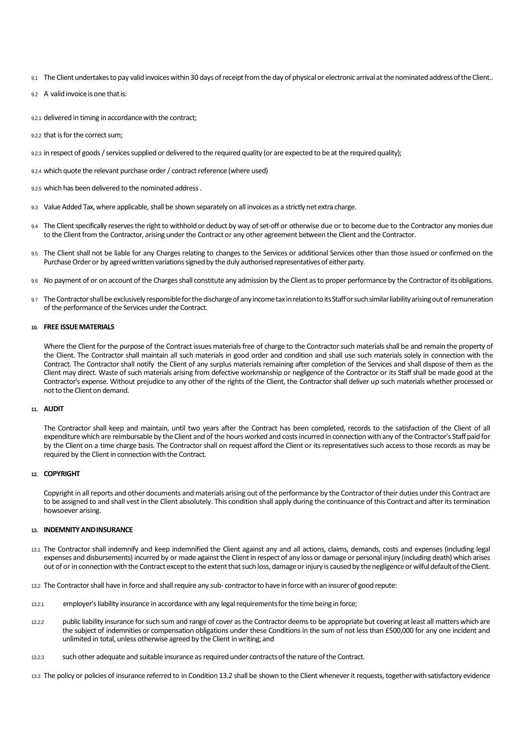9.1 The Client undertakes to pay valid invoices within 30 days of receipt from the day of physical or electronic arrival at the nominated address of the Client..

9.2 A valid invoice is one that is:

9.2.1 delivered in timing in accordance with the contract;

9.2.2 that is for the correct sum;

9.2.3 in respect of goods / services supplied or delivered to the required quality (or are expected to be at the required quality);

9.2.4 which quote the relevant purchase order / contract reference (where used)

9.2.5 which has been delivered to the nominated address .

9.3 Value Added Tax, where applicable, shall be shown separately on all invoices as a strictly net extra charge.

9.4 The Client specifically reserves the right to withhold or deduct by way of set-off or otherwise due or to become due to the Contractor any monies due to the Client from the Contractor, arising under the Contract or any other agreement between the Client and the Contractor.

9.5 The Client shall not be liable for any Charges relating to changes to the Services or additional Services other than those issued or confirmed on the Purchase Order or by agreed written variations signed by the duly authorised representatives of either party.

9.6 No payment of or on account of the Charges shall constitute any admission by the Client as to proper performance by the Contractor of its obligations.

9.7 The Contractor shall be exclusively responsible for the discharge of any income tax in relation to its Staff or such similar liability arising out of remuneration of the performance of the Services under the Contract.

**10. FREE ISSUE MATERIALS**

Where the Client for the purpose of the Contract issues materials free of charge to the Contractor such materials shall be and remain the property of the Client. The Contractor shall maintain all such materials in good order and condition and shall use such materials solely in connection with the Contract. The Contractor shall notify the Client of any surplus materials remaining after completion of the Services and shall dispose of them as the Client may direct. Waste of such materials arising from defective workmanship or negligence of the Contractor or its Staff shall be made good at the Contractor's expense. Without prejudice to any other of the rights of the Client, the Contractor shall deliver up such materials whether processed or not to the Client on demand.

**11. AUDIT**

The Contractor shall keep and maintain, until two years after the Contract has been completed, records to the satisfaction of the Client of all expenditure which are reimbursable by the Client and of the hours worked and costs incurred in connection with any of the Contractor's Staff paid for by the Client on a time charge basis. The Contractor shall on request afford the Client or its representatives such access to those records as may be required by the Client in connection with the Contract.

**12. COPYRIGHT**

Copyright in all reports and other documents and materials arising out of the performance by the Contractor of their duties under this Contract are to be assigned to and shall vest in the Client absolutely. This condition shall apply during the continuance of this Contract and after its termination howsoever arising.

**13. INDEMNITY AND INSURANCE**

13.1 The Contractor shall indemnify and keep indemnified the Client against any and all actions, claims, demands, costs and expenses (including legal expenses and disbursements) incurred by or made against the Client in respect of any loss or damage or personal injury (including death) which arises out of or in connection with the Contract except to the extent that such loss, damage or injury is caused by the negligence or wilful default of the Client.

13.2 The Contractor shall have in force and shall require any sub- contractor to have in force with an insurer of good repute:

13.2.1 employer's liability insurance in accordance with any legal requirements for the time being in force;

13.2.2 public liability insurance for such sum and range of cover as the Contractor deems to be appropriate but covering at least all matters which are the subject of indemnities or compensation obligations under these Conditions in the sum of not less than £500,000 for any one incident and unlimited in total, unless otherwise agreed by the Client in writing; and

13.2.3 such other adequate and suitable insurance as required under contracts of the nature of the Contract.

13.3 The policy or policies of insurance referred to in Condition 13.2 shall be shown to the Client whenever it requests, together with satisfactory evidence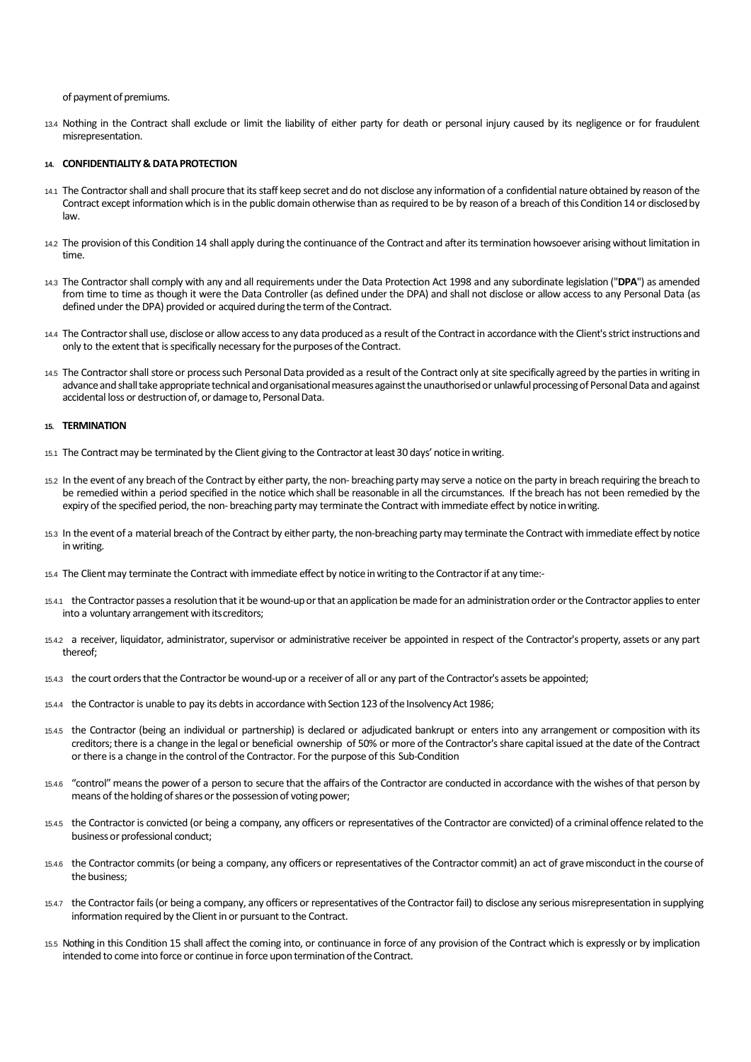of payment of premiums.

13.4 Nothing in the Contract shall exclude or limit the liability of either party for death or personal injury caused by its negligence or for fraudulent misrepresentation.

## 14. CONFIDENTIALITY & DATA PROTECTION

14.1 The Contractor shall and shall procure that its staff keep secret and do not disclose any information of a confidential nature obtained by reason of the Contract except information which is in the public domain otherwise than as required to be by reason of a breach of this Condition 14 or disclosed by law.

14.2 The provision of this Condition 14 shall apply during the continuance of the Contract and after its termination howsoever arising without limitation in time.

14.3 The Contractor shall comply with any and all requirements under the Data Protection Act 1998 and any subordinate legislation ("**DPA**") as amended from time to time as though it were the Data Controller (as defined under the DPA) and shall not disclose or allow access to any Personal Data (as defined under the DPA) provided or acquired during the term of the Contract.

14.4 The Contractor shall use, disclose or allow access to any data produced as a result of the Contract in accordance with the Client's strict instructions and only to the extent that is specifically necessary for the purposes of the Contract.

14.5 The Contractor shall store or process such Personal Data provided as a result of the Contract only at site specifically agreed by the parties in writing in advance and shall take appropriate technical and organisational measures against the unauthorised or unlawful processing of Personal Data and against accidental loss or destruction of, or damage to, Personal Data.

## 15. TERMINATION

15.1 The Contract may be terminated by the Client giving to the Contractor at least 30 days' notice in writing.

15.2 In the event of any breach of the Contract by either party, the non- breaching party may serve a notice on the party in breach requiring the breach to be remedied within a period specified in the notice which shall be reasonable in all the circumstances. If the breach has not been remedied by the expiry of the specified period, the non- breaching party may terminate the Contract with immediate effect by notice in writing.

15.3 In the event of a material breach of the Contract by either party, the non-breaching party may terminate the Contract with immediate effect by notice in writing.

15.4 The Client may terminate the Contract with immediate effect by notice in writing to the Contractor if at any time:-

15.4.1 the Contractor passes a resolution that it be wound-up or that an application be made for an administration order or the Contractor applies to enter into a voluntary arrangement with its creditors;

15.4.2 a receiver, liquidator, administrator, supervisor or administrative receiver be appointed in respect of the Contractor's property, assets or any part thereof;

15.4.3 the court orders that the Contractor be wound-up or a receiver of all or any part of the Contractor's assets be appointed;

15.4.4 the Contractor is unable to pay its debts in accordance with Section 123 of the Insolvency Act 1986;

15.4.5 the Contractor (being an individual or partnership) is declared or adjudicated bankrupt or enters into any arrangement or composition with its creditors; there is a change in the legal or beneficial ownership of 50% or more of the Contractor's share capital issued at the date of the Contract or there is a change in the control of the Contractor. For the purpose of this Sub-Condition

15.4.6 "control" means the power of a person to secure that the affairs of the Contractor are conducted in accordance with the wishes of that person by means of the holding of shares or the possession of voting power;

15.4.5 the Contractor is convicted (or being a company, any officers or representatives of the Contractor are convicted) of a criminal offence related to the business or professional conduct;

15.4.6 the Contractor commits (or being a company, any officers or representatives of the Contractor commit) an act of grave misconduct in the course of the business;

15.4.7 the Contractor fails (or being a company, any officers or representatives of the Contractor fail) to disclose any serious misrepresentation in supplying information required by the Client in or pursuant to the Contract.

15.5 Nothing in this Condition 15 shall affect the coming into, or continuance in force of any provision of the Contract which is expressly or by implication intended to come into force or continue in force upon termination of the Contract.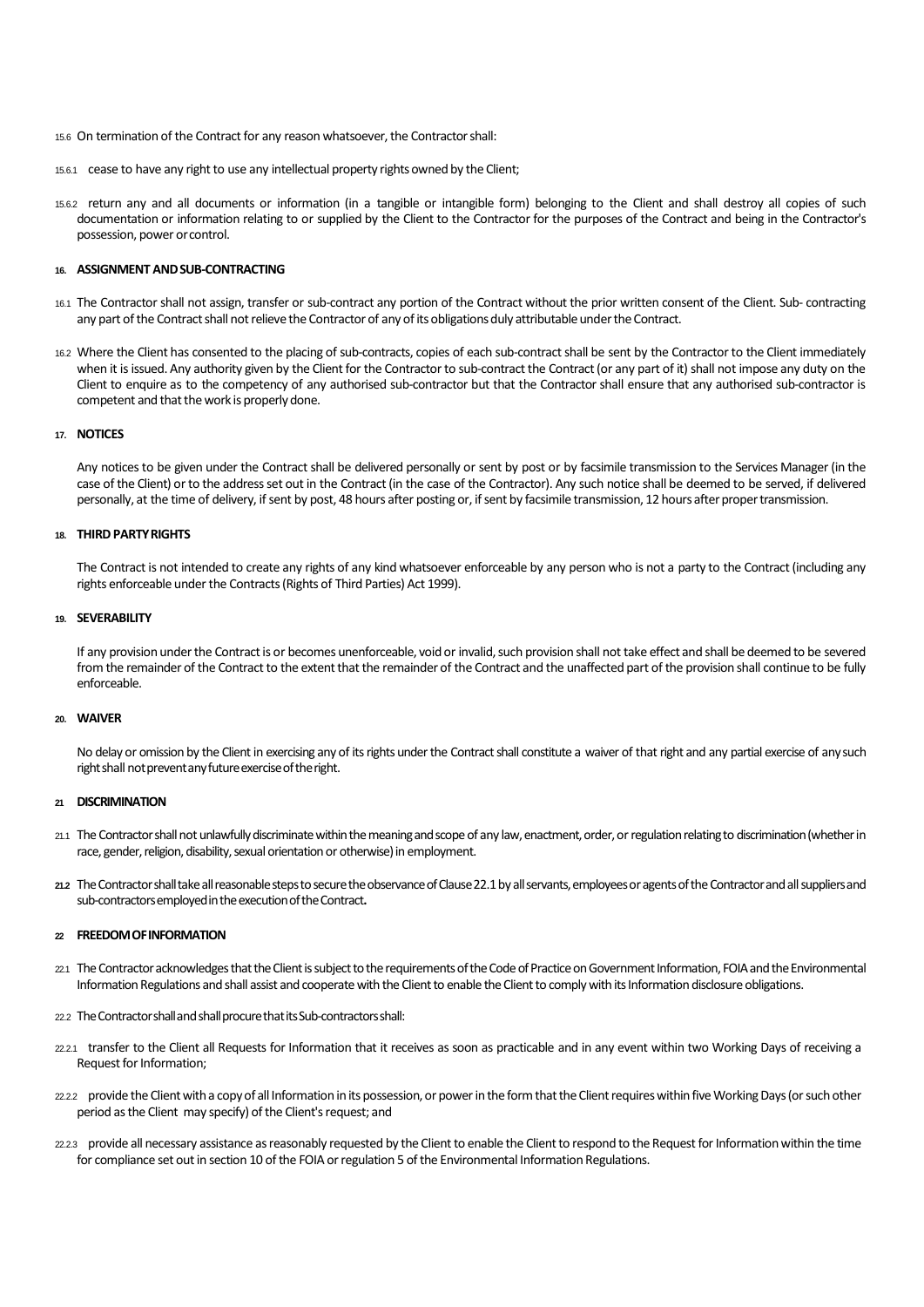15.6 On termination of the Contract for any reason whatsoever, the Contractor shall:

15.6.1 cease to have any right to use any intellectual property rights owned by the Client;

15.6.2 return any and all documents or information (in a tangible or intangible form) belonging to the Client and shall destroy all copies of such documentation or information relating to or supplied by the Client to the Contractor for the purposes of the Contract and being in the Contractor's possession, power or control.

#### 16. ASSIGNMENT AND SUB-CONTRACTING

16.1 The Contractor shall not assign, transfer or sub-contract any portion of the Contract without the prior written consent of the Client. Sub- contracting any part of the Contract shall not relieve the Contractor of any of its obligations duly attributable under the Contract.

16.2 Where the Client has consented to the placing of sub-contracts, copies of each sub-contract shall be sent by the Contractor to the Client immediately when it is issued. Any authority given by the Client for the Contractor to sub-contract the Contract (or any part of it) shall not impose any duty on the Client to enquire as to the competency of any authorised sub-contractor but that the Contractor shall ensure that any authorised sub-contractor is competent and that the work is properly done.

#### 17. NOTICES

Any notices to be given under the Contract shall be delivered personally or sent by post or by facsimile transmission to the Services Manager (in the case of the Client) or to the address set out in the Contract (in the case of the Contractor). Any such notice shall be deemed to be served, if delivered personally, at the time of delivery, if sent by post, 48 hours after posting or, if sent by facsimile transmission, 12 hours after proper transmission.

#### 18. THIRD PARTY RIGHTS

The Contract is not intended to create any rights of any kind whatsoever enforceable by any person who is not a party to the Contract (including any rights enforceable under the Contracts (Rights of Third Parties) Act 1999).

#### 19. SEVERABILITY

If any provision under the Contract is or becomes unenforceable, void or invalid, such provision shall not take effect and shall be deemed to be severed from the remainder of the Contract to the extent that the remainder of the Contract and the unaffected part of the provision shall continue to be fully enforceable.

#### 20. WAIVER

No delay or omission by the Client in exercising any of its rights under the Contract shall constitute a waiver of that right and any partial exercise of any such right shall not prevent any future exercise of the right.

#### 21 DISCRIMINATION

21.1 The Contractor shall not unlawfully discriminate within the meaning and scope of any law, enactment, order, or regulation relating to discrimination (whether in race, gender, religion, disability, sexual orientation or otherwise) in employment.

**21.2** The Contractor shall take all reasonable steps to secure the observance of Clause 22.1 by all servants, employees or agents of the Contractor and all suppliers and sub-contractors employed in the execution of the Contract**.**

#### 22 FREEDOM OF INFORMATION

22.1 The Contractor acknowledges that the Client is subject to the requirements of the Code of Practice on Government Information, FOIA and the Environmental Information Regulations and shall assist and cooperate with the Client to enable the Client to comply with its Information disclosure obligations.

22.2 The Contractor shall and shall procure that its Sub-contractors shall:

22.2.1 transfer to the Client all Requests for Information that it receives as soon as practicable and in any event within two Working Days of receiving a Request for Information;

22.2.2 provide the Client with a copy of all Information in its possession, or power in the form that the Client requires within five Working Days (or such other period as the Client may specify) of the Client's request; and

22.2.3 provide all necessary assistance as reasonably requested by the Client to enable the Client to respond to the Request for Information within the time for compliance set out in section 10 of the FOIA or regulation 5 of the Environmental Information Regulations.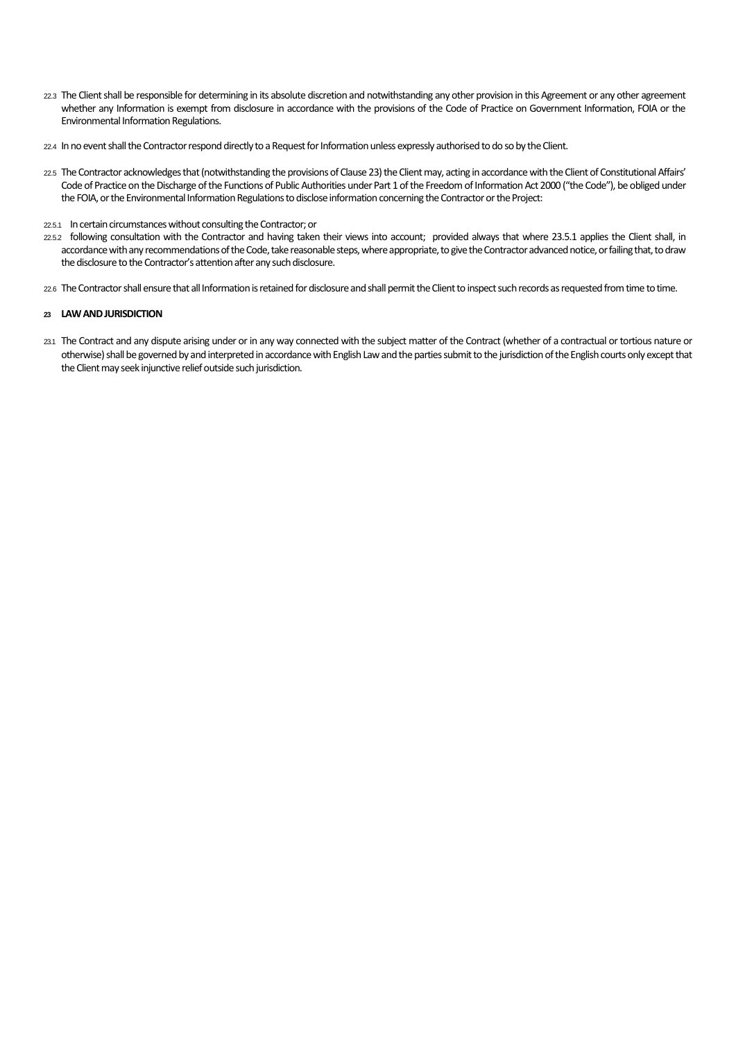22.3 The Client shall be responsible for determining in its absolute discretion and notwithstanding any other provision in this Agreement or any other agreement whether any Information is exempt from disclosure in accordance with the provisions of the Code of Practice on Government Information, FOIA or the Environmental Information Regulations.

22.4 In no event shall the Contractor respond directly to a Request for Information unless expressly authorised to do so by the Client.

22.5 The Contractor acknowledges that (notwithstanding the provisions of Clause 23) the Client may, acting in accordance with the Client of Constitutional Affairs' Code of Practice on the Discharge of the Functions of Public Authorities under Part 1 of the Freedom of Information Act 2000 ("the Code"), be obliged under the FOIA, or the Environmental Information Regulations to disclose information concerning the Contractor or the Project:

22.5.1 In certain circumstances without consulting the Contractor; or

22.5.2 following consultation with the Contractor and having taken their views into account; provided always that where 23.5.1 applies the Client shall, in accordance with any recommendations of the Code, take reasonable steps, where appropriate, to give the Contractor advanced notice, or failing that, to draw the disclosure to the Contractor's attention after any such disclosure.

22.6 The Contractor shall ensure that all Information is retained for disclosure and shall permit the Client to inspect such records as requested from time to time.

**23 LAW AND JURISDICTION**

23.1 The Contract and any dispute arising under or in any way connected with the subject matter of the Contract (whether of a contractual or tortious nature or otherwise) shall be governed by and interpreted in accordance with English Law and the parties submit to the jurisdiction of the English courts only except that the Client may seek injunctive relief outside such jurisdiction.